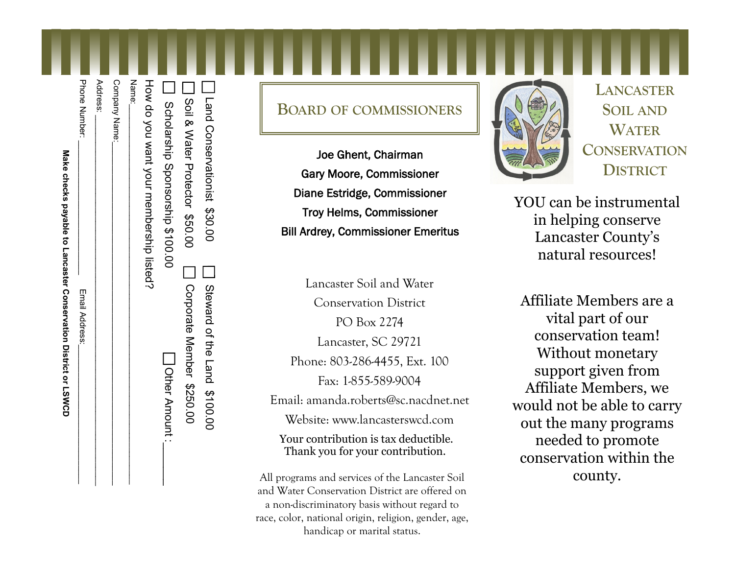- ☐ Land Conservationist $30.00
- ☐ Steward of the Land $100.00
- ☐ Soil & Water Protector $50.00
- ☐ Corporate Member $250.00
- ☐ Scholarship Sponsorship $100.00
- ☐ Other Amount: ______

How do you want your membership listed?

Name: ____________________

Company Name: ____________________

Address: ____________________

Phone Number: ____________ Email Address: ____________

**Make checks payable to Lancaster Conservation District or LSWCD**

## Board of Commissioners

**Joe Ghent, Chairman**
**Gary Moore, Commissioner**
**Diane Estridge, Commissioner**
**Troy Helms, Commissioner**
**Bill Ardrey, Commissioner Emeritus**

Lancaster Soil and Water Conservation District
PO Box 2274
Lancaster, SC 29721
Phone: 803-286-4455, Ext. 100
Fax: 1-855-589-9004
Email: amanda.roberts@sc.nacdnet.net
Website: www.lancasterswcd.com

Your contribution is tax deductible. Thank you for your contribution.

All programs and services of the Lancaster Soil and Water Conservation District are offered on a non-discriminatory basis without regard to race, color, national origin, religion, gender, age, handicap or marital status.

# Lancaster Soil and Water Conservation District

YOU can be instrumental in helping conserve Lancaster County's natural resources!

Affiliate Members are a vital part of our conservation team! Without monetary support given from Affiliate Members, we would not be able to carry out the many programs needed to promote conservation within the county.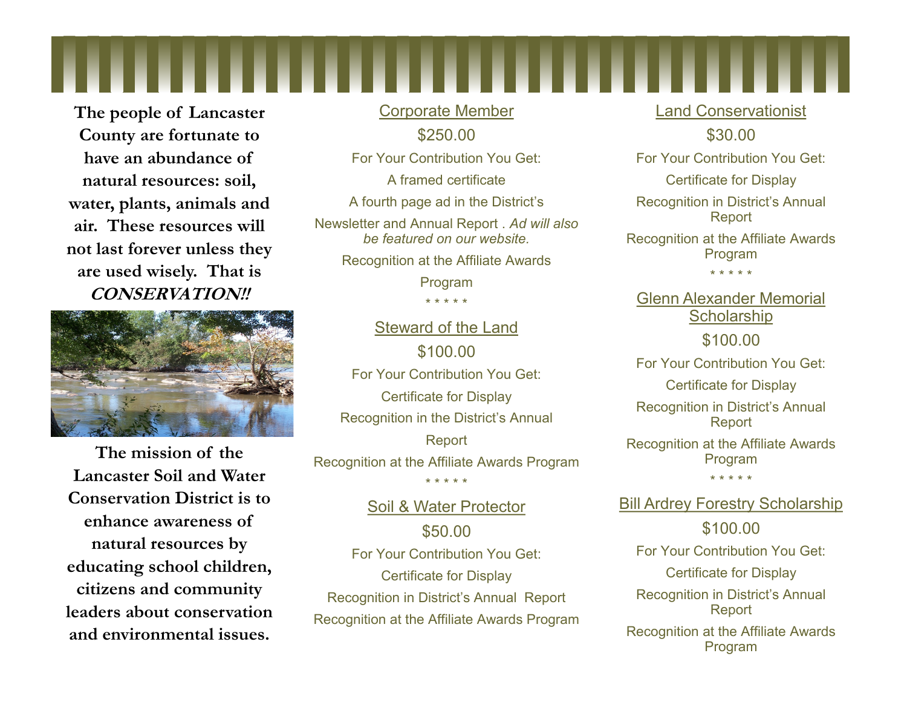**The people of Lancaster County are fortunate to have an abundance of natural resources: soil, water, plants, animals and air. These resources will not last forever unless they are used wisely. That is *CONSERVATION!!***

**The mission of the Lancaster Soil and Water Conservation District is to enhance awareness of natural resources by educating school children, citizens and community leaders about conservation and environmental issues.**

<u>Corporate Member</u>

$250.00

For Your Contribution You Get:

A framed certificate

A fourth page ad in the District's Newsletter and Annual Report . *Ad will also be featured on our website.*

Recognition at the Affiliate Awards Program

* * * * *

<u>Steward of the Land</u>

$100.00

For Your Contribution You Get:

Certificate for Display

Recognition in the District's Annual Report

Recognition at the Affiliate Awards Program

* * * * *

<u>Soil & Water Protector</u>

$50.00

For Your Contribution You Get:

Certificate for Display

Recognition in District's Annual Report

Recognition at the Affiliate Awards Program

<u>Land Conservationist</u>

$30.00

For Your Contribution You Get:

Certificate for Display

Recognition in District's Annual Report

Recognition at the Affiliate Awards Program

* * * * *

<u>Glenn Alexander Memorial Scholarship</u>

$100.00

For Your Contribution You Get:

Certificate for Display

Recognition in District's Annual Report

Recognition at the Affiliate Awards Program

* * * * *

<u>Bill Ardrey Forestry Scholarship</u>

$100.00

For Your Contribution You Get:

Certificate for Display

Recognition in District's Annual Report

Recognition at the Affiliate Awards Program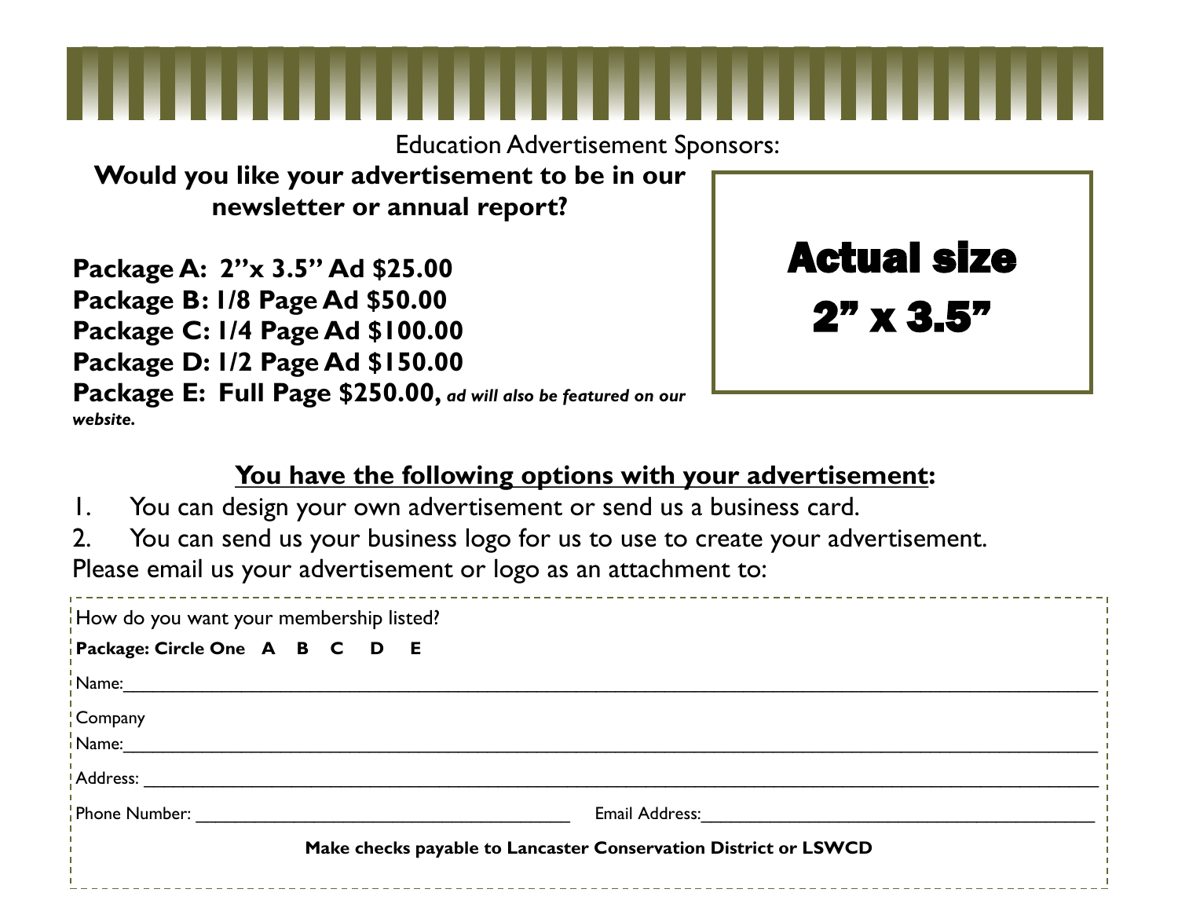Education Advertisement Sponsors:

**Would you like your advertisement to be in our newsletter or annual report?**

**Package A: 2"x 3.5" Ad $25.00**
**Package B: 1/8 Page Ad $50.00**
**Package C: 1/4 Page Ad $100.00**
**Package D: 1/2 Page Ad $150.00**
**Package E: Full Page $250.00,** ***ad will also be featured on our website.***

**Actual size 2" x 3.5"**

**<u>You have the following options with your advertisement</u>:**

1. You can design your own advertisement or send us a business card.
2. You can send us your business logo for us to use to create your advertisement.

Please email us your advertisement or logo as an attachment to:

How do you want your membership listed?

**Package: Circle One A B C D E**

Name:\_\_\_\_\_\_\_\_\_\_\_\_\_\_\_\_\_\_\_\_\_\_\_\_\_\_\_\_\_\_\_\_\_\_\_\_\_\_\_\_

Company Name:\_\_\_\_\_\_\_\_\_\_\_\_\_\_\_\_\_\_\_\_\_\_\_\_\_\_\_\_\_\_\_\_\_\_\_\_\_\_\_\_

Address: \_\_\_\_\_\_\_\_\_\_\_\_\_\_\_\_\_\_\_\_\_\_\_\_\_\_\_\_\_\_\_\_\_\_\_\_\_\_\_\_

Phone Number: \_\_\_\_\_\_\_\_\_\_\_\_\_\_\_\_\_\_\_\_ Email Address:\_\_\_\_\_\_\_\_\_\_\_\_\_\_\_\_\_\_\_\_

**Make checks payable to Lancaster Conservation District or LSWCD**